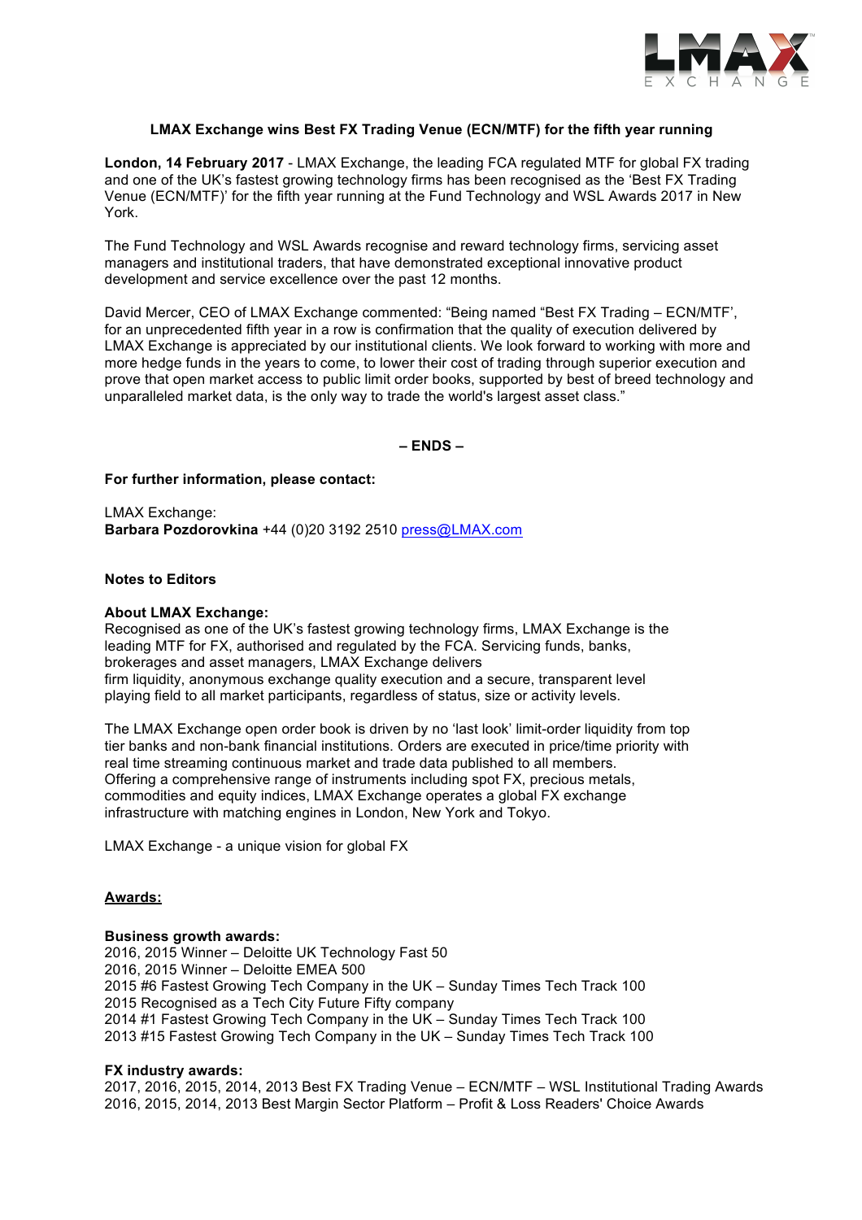**LMAX Exchange wins Best FX Trading Venue (ECN/MTF) for the fifth year running**

**London, 14 February 2017** - LMAX Exchange, the leading FCA regulated MTF for global FX trading and one of the UK's fastest growing technology firms has been recognised as the 'Best FX Trading Venue (ECN/MTF)' for the fifth year running at the Fund Technology and WSL Awards 2017 in New York.

The Fund Technology and WSL Awards recognise and reward technology firms, servicing asset managers and institutional traders, that have demonstrated exceptional innovative product development and service excellence over the past 12 months.

David Mercer, CEO of LMAX Exchange commented: "Being named "Best FX Trading – ECN/MTF', for an unprecedented fifth year in a row is confirmation that the quality of execution delivered by LMAX Exchange is appreciated by our institutional clients. We look forward to working with more and more hedge funds in the years to come, to lower their cost of trading through superior execution and prove that open market access to public limit order books, supported by best of breed technology and unparalleled market data, is the only way to trade the world's largest asset class."

**– ENDS –**

**For further information, please contact:**

LMAX Exchange:
**Barbara Pozdorovkina** +44 (0)20 3192 2510 press@LMAX.com

**Notes to Editors**

**About LMAX Exchange:**
Recognised as one of the UK's fastest growing technology firms, LMAX Exchange is the leading MTF for FX, authorised and regulated by the FCA. Servicing funds, banks, brokerages and asset managers, LMAX Exchange delivers firm liquidity, anonymous exchange quality execution and a secure, transparent level playing field to all market participants, regardless of status, size or activity levels.

The LMAX Exchange open order book is driven by no 'last look' limit-order liquidity from top tier banks and non-bank financial institutions. Orders are executed in price/time priority with real time streaming continuous market and trade data published to all members. Offering a comprehensive range of instruments including spot FX, precious metals, commodities and equity indices, LMAX Exchange operates a global FX exchange infrastructure with matching engines in London, New York and Tokyo.

LMAX Exchange - a unique vision for global FX

**Awards:**

**Business growth awards:**
2016, 2015 Winner – Deloitte UK Technology Fast 50
2016, 2015 Winner – Deloitte EMEA 500
2015 #6 Fastest Growing Tech Company in the UK – Sunday Times Tech Track 100
2015 Recognised as a Tech City Future Fifty company
2014 #1 Fastest Growing Tech Company in the UK – Sunday Times Tech Track 100
2013 #15 Fastest Growing Tech Company in the UK – Sunday Times Tech Track 100

**FX industry awards:**
2017, 2016, 2015, 2014, 2013 Best FX Trading Venue – ECN/MTF – WSL Institutional Trading Awards
2016, 2015, 2014, 2013 Best Margin Sector Platform – Profit & Loss Readers' Choice Awards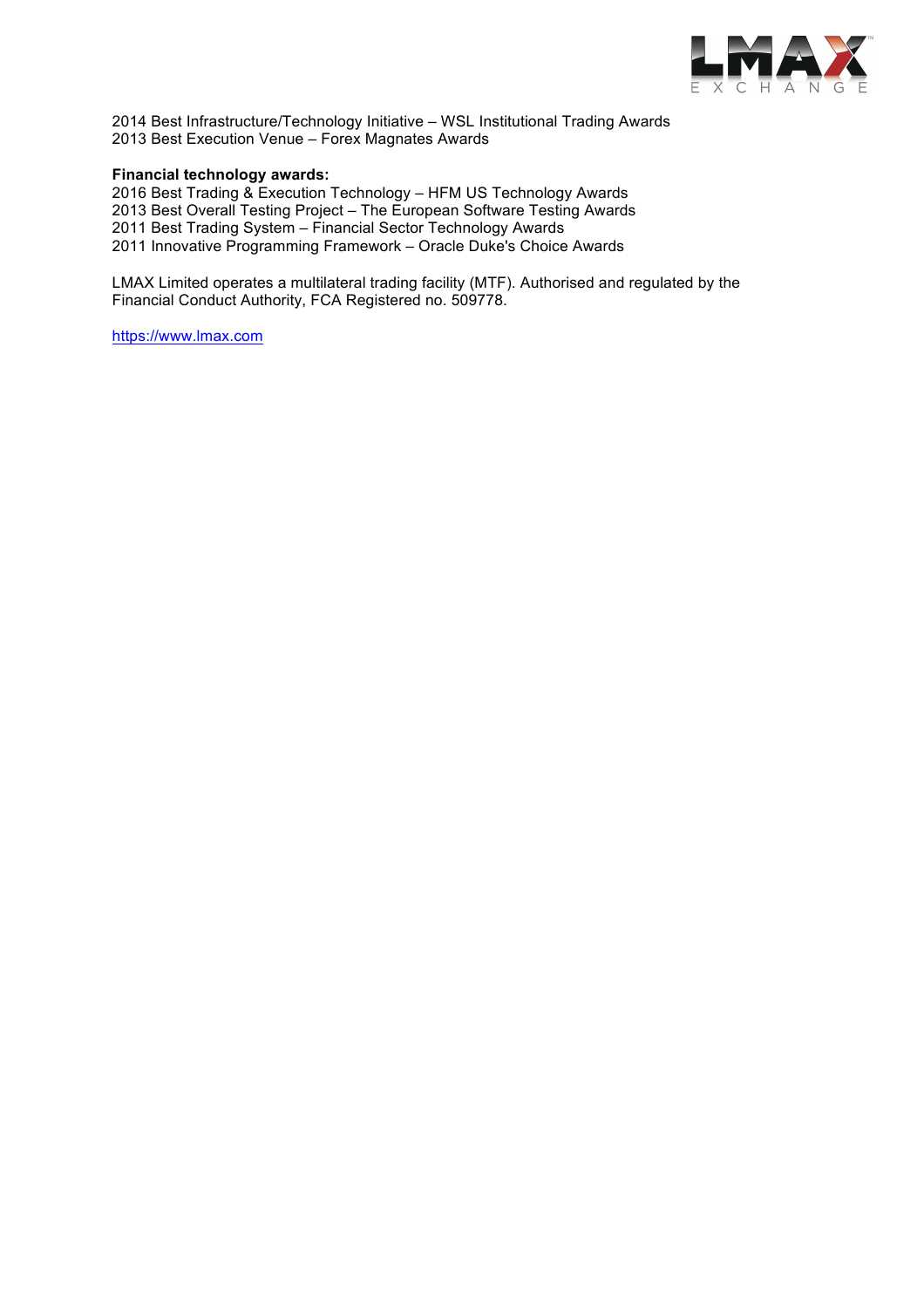2014 Best Infrastructure/Technology Initiative – WSL Institutional Trading Awards
2013 Best Execution Venue – Forex Magnates Awards

**Financial technology awards:**
2016 Best Trading & Execution Technology – HFM US Technology Awards
2013 Best Overall Testing Project – The European Software Testing Awards
2011 Best Trading System – Financial Sector Technology Awards
2011 Innovative Programming Framework – Oracle Duke's Choice Awards

LMAX Limited operates a multilateral trading facility (MTF). Authorised and regulated by the Financial Conduct Authority, FCA Registered no. 509778.

https://www.lmax.com